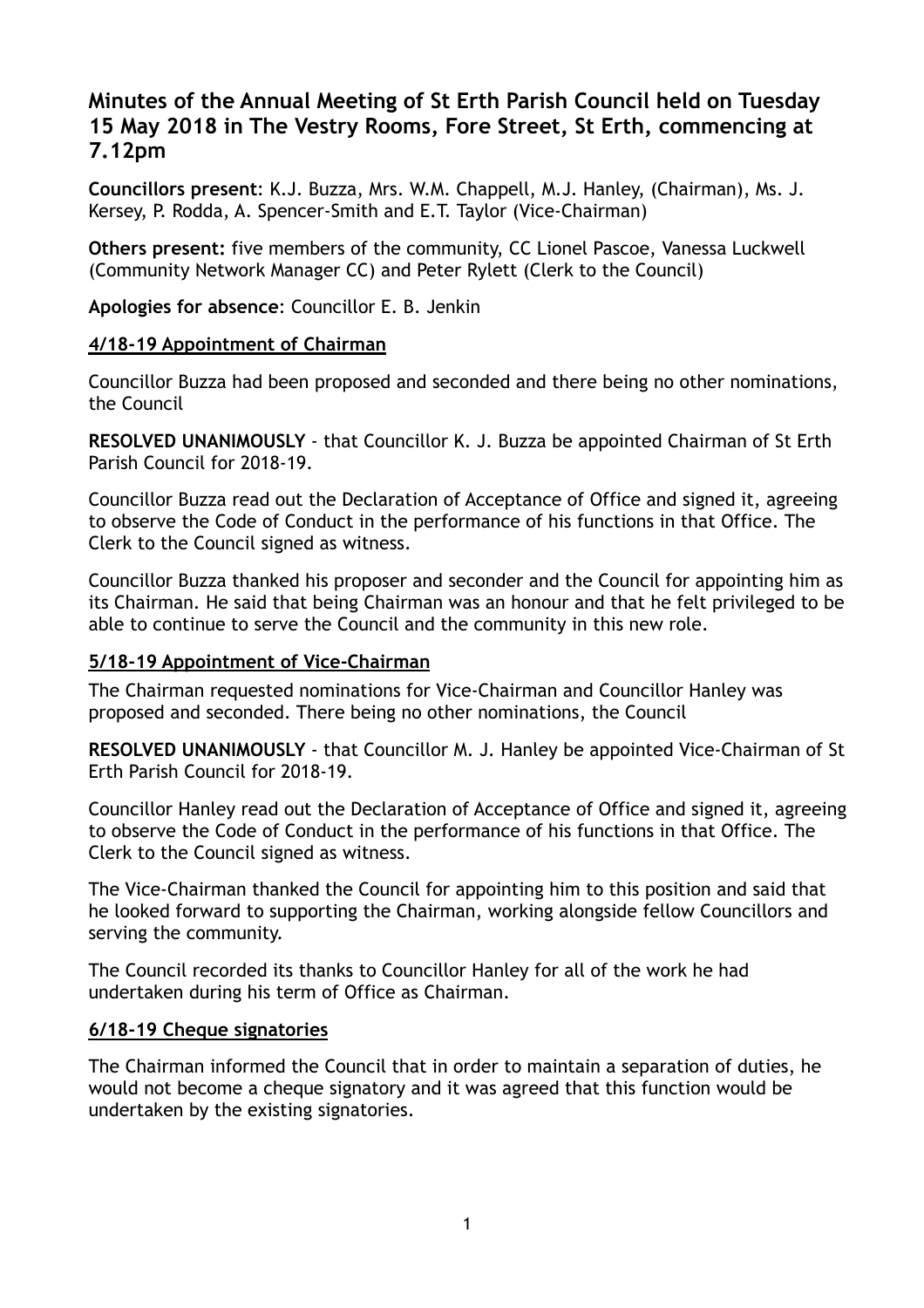# Minutes of the Annual Meeting of St Erth Parish Council held on Tuesday 15 May 2018 in The Vestry Rooms, Fore Street, St Erth, commencing at 7.12pm

**Councillors present**: K.J. Buzza, Mrs. W.M. Chappell, M.J. Hanley, (Chairman), Ms. J. Kersey, P. Rodda, A. Spencer-Smith and E.T. Taylor (Vice-Chairman)

**Others present:** five members of the community, CC Lionel Pascoe, Vanessa Luckwell (Community Network Manager CC) and Peter Rylett (Clerk to the Council)

**Apologies for absence**: Councillor E. B. Jenkin

## 4/18-19 Appointment of Chairman

Councillor Buzza had been proposed and seconded and there being no other nominations, the Council

**RESOLVED UNANIMOUSLY** - that Councillor K. J. Buzza be appointed Chairman of St Erth Parish Council for 2018-19.

Councillor Buzza read out the Declaration of Acceptance of Office and signed it, agreeing to observe the Code of Conduct in the performance of his functions in that Office. The Clerk to the Council signed as witness.

Councillor Buzza thanked his proposer and seconder and the Council for appointing him as its Chairman. He said that being Chairman was an honour and that he felt privileged to be able to continue to serve the Council and the community in this new role.

## 5/18-19 Appointment of Vice-Chairman

The Chairman requested nominations for Vice-Chairman and Councillor Hanley was proposed and seconded. There being no other nominations, the Council

**RESOLVED UNANIMOUSLY** - that Councillor M. J. Hanley be appointed Vice-Chairman of St Erth Parish Council for 2018-19.

Councillor Hanley read out the Declaration of Acceptance of Office and signed it, agreeing to observe the Code of Conduct in the performance of his functions in that Office. The Clerk to the Council signed as witness.

The Vice-Chairman thanked the Council for appointing him to this position and said that he looked forward to supporting the Chairman, working alongside fellow Councillors and serving the community.

The Council recorded its thanks to Councillor Hanley for all of the work he had undertaken during his term of Office as Chairman.

## 6/18-19 Cheque signatories

The Chairman informed the Council that in order to maintain a separation of duties, he would not become a cheque signatory and it was agreed that this function would be undertaken by the existing signatories.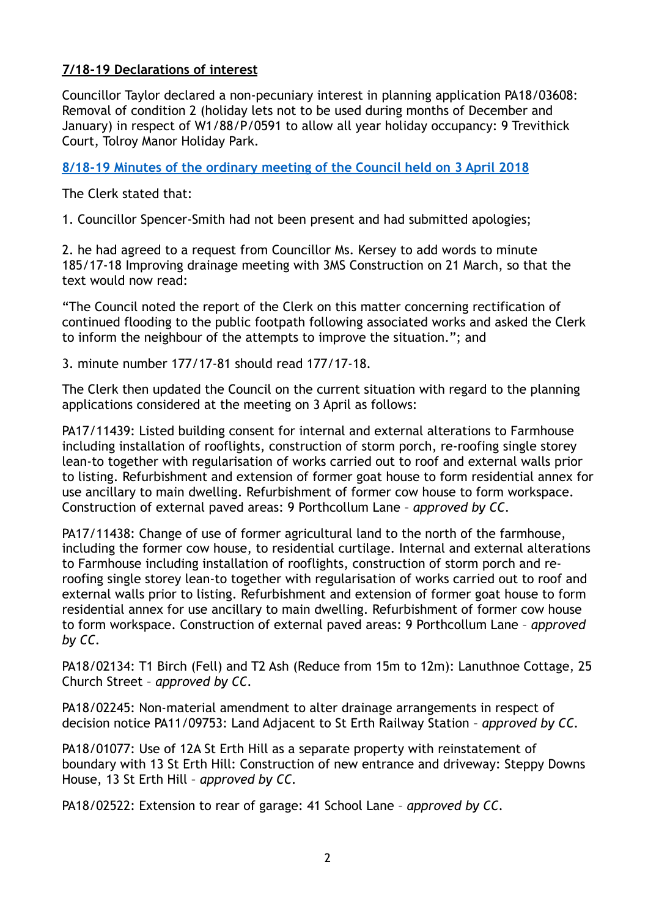**7/18-19 Declarations of interest**

Councillor Taylor declared a non-pecuniary interest in planning application PA18/03608: Removal of condition 2 (holiday lets not to be used during months of December and January) in respect of W1/88/P/0591 to allow all year holiday occupancy: 9 Trevithick Court, Tolroy Manor Holiday Park.

**8/18-19 Minutes of the ordinary meeting of the Council held on 3 April 2018**

The Clerk stated that:

1. Councillor Spencer-Smith had not been present and had submitted apologies;

2. he had agreed to a request from Councillor Ms. Kersey to add words to minute 185/17-18 Improving drainage meeting with 3MS Construction on 21 March, so that the text would now read:

"The Council noted the report of the Clerk on this matter concerning rectification of continued flooding to the public footpath following associated works and asked the Clerk to inform the neighbour of the attempts to improve the situation."; and

3. minute number 177/17-81 should read 177/17-18.

The Clerk then updated the Council on the current situation with regard to the planning applications considered at the meeting on 3 April as follows:

PA17/11439: Listed building consent for internal and external alterations to Farmhouse including installation of rooflights, construction of storm porch, re-roofing single storey lean-to together with regularisation of works carried out to roof and external walls prior to listing. Refurbishment and extension of former goat house to form residential annex for use ancillary to main dwelling. Refurbishment of former cow house to form workspace. Construction of external paved areas: 9 Porthcollum Lane – *approved by CC*.

PA17/11438: Change of use of former agricultural land to the north of the farmhouse, including the former cow house, to residential curtilage. Internal and external alterations to Farmhouse including installation of rooflights, construction of storm porch and re-roofing single storey lean-to together with regularisation of works carried out to roof and external walls prior to listing. Refurbishment and extension of former goat house to form residential annex for use ancillary to main dwelling. Refurbishment of former cow house to form workspace. Construction of external paved areas: 9 Porthcollum Lane – *approved by CC*.

PA18/02134: T1 Birch (Fell) and T2 Ash (Reduce from 15m to 12m): Lanuthnoe Cottage, 25 Church Street – *approved by CC*.

PA18/02245: Non-material amendment to alter drainage arrangements in respect of decision notice PA11/09753: Land Adjacent to St Erth Railway Station – *approved by CC*.

PA18/01077: Use of 12A St Erth Hill as a separate property with reinstatement of boundary with 13 St Erth Hill: Construction of new entrance and driveway: Steppy Downs House, 13 St Erth Hill – *approved by CC*.

PA18/02522: Extension to rear of garage: 41 School Lane – *approved by CC*.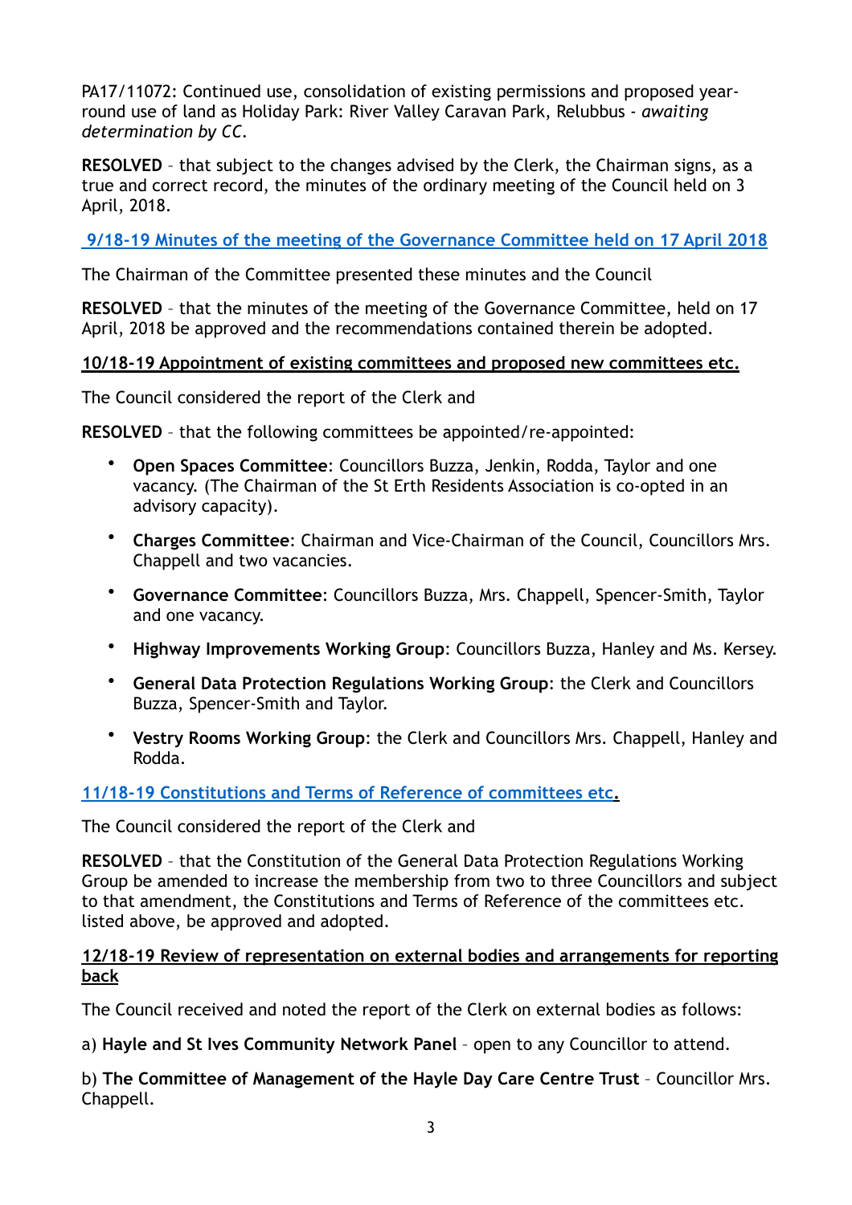PA17/11072: Continued use, consolidation of existing permissions and proposed year-round use of land as Holiday Park: River Valley Caravan Park, Relubbus - *awaiting determination by CC*.

**RESOLVED** – that subject to the changes advised by the Clerk, the Chairman signs, as a true and correct record, the minutes of the ordinary meeting of the Council held on 3 April, 2018.

### 9/18-19 Minutes of the meeting of the Governance Committee held on 17 April 2018

The Chairman of the Committee presented these minutes and the Council

**RESOLVED** – that the minutes of the meeting of the Governance Committee, held on 17 April, 2018 be approved and the recommendations contained therein be adopted.

### 10/18-19 Appointment of existing committees and proposed new committees etc.

The Council considered the report of the Clerk and

**RESOLVED** – that the following committees be appointed/re-appointed:

- **Open Spaces Committee**: Councillors Buzza, Jenkin, Rodda, Taylor and one vacancy. (The Chairman of the St Erth Residents Association is co-opted in an advisory capacity).
- **Charges Committee**: Chairman and Vice-Chairman of the Council, Councillors Mrs. Chappell and two vacancies.
- **Governance Committee**: Councillors Buzza, Mrs. Chappell, Spencer-Smith, Taylor and one vacancy.
- **Highway Improvements Working Group**: Councillors Buzza, Hanley and Ms. Kersey.
- **General Data Protection Regulations Working Group**: the Clerk and Councillors Buzza, Spencer-Smith and Taylor.
- **Vestry Rooms Working Group**: the Clerk and Councillors Mrs. Chappell, Hanley and Rodda.

### 11/18-19 Constitutions and Terms of Reference of committees etc.

The Council considered the report of the Clerk and

**RESOLVED** – that the Constitution of the General Data Protection Regulations Working Group be amended to increase the membership from two to three Councillors and subject to that amendment, the Constitutions and Terms of Reference of the committees etc. listed above, be approved and adopted.

### 12/18-19 Review of representation on external bodies and arrangements for reporting back

The Council received and noted the report of the Clerk on external bodies as follows:

a) **Hayle and St Ives Community Network Panel** – open to any Councillor to attend.

b) **The Committee of Management of the Hayle Day Care Centre Trust** – Councillor Mrs. Chappell.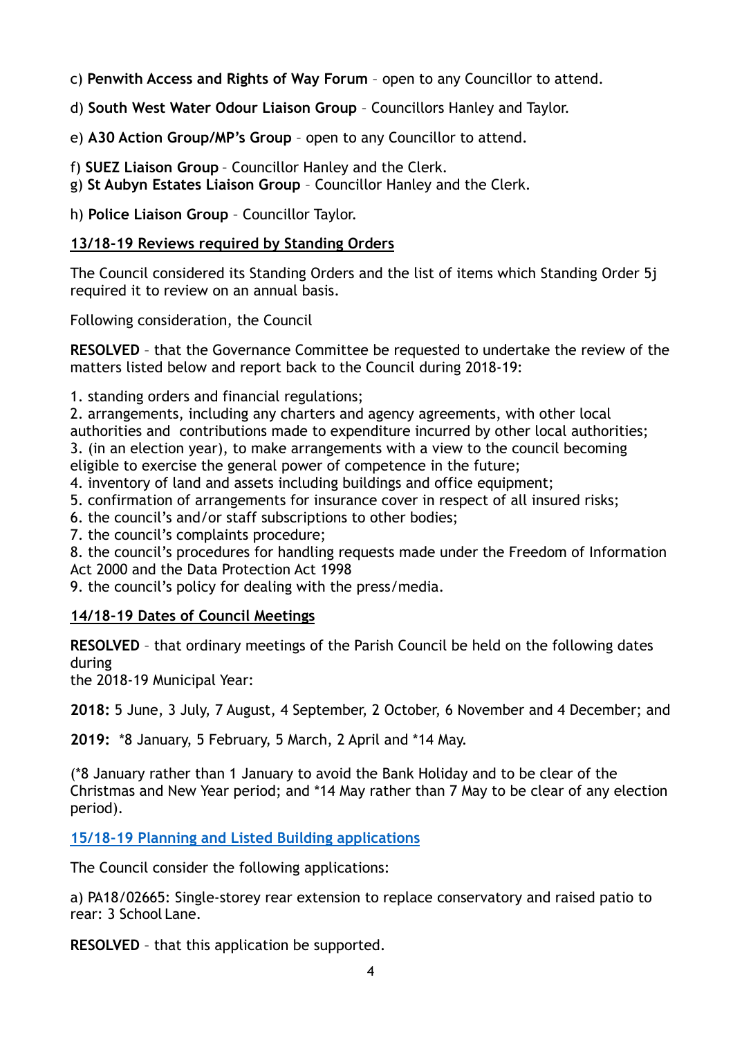c) **Penwith Access and Rights of Way Forum** – open to any Councillor to attend.

d) **South West Water Odour Liaison Group** – Councillors Hanley and Taylor.

e) **A30 Action Group/MP's Group** – open to any Councillor to attend.

f) **SUEZ Liaison Group** – Councillor Hanley and the Clerk.
g) **St Aubyn Estates Liaison Group** – Councillor Hanley and the Clerk.

h) **Police Liaison Group** – Councillor Taylor.

**13/18-19 Reviews required by Standing Orders**

The Council considered its Standing Orders and the list of items which Standing Order 5j required it to review on an annual basis.

Following consideration, the Council

**RESOLVED** – that the Governance Committee be requested to undertake the review of the matters listed below and report back to the Council during 2018-19:

1. standing orders and financial regulations;
2. arrangements, including any charters and agency agreements, with other local authorities and contributions made to expenditure incurred by other local authorities;
3. (in an election year), to make arrangements with a view to the council becoming eligible to exercise the general power of competence in the future;
4. inventory of land and assets including buildings and office equipment;
5. confirmation of arrangements for insurance cover in respect of all insured risks;
6. the council's and/or staff subscriptions to other bodies;
7. the council's complaints procedure;
8. the council's procedures for handling requests made under the Freedom of Information Act 2000 and the Data Protection Act 1998
9. the council's policy for dealing with the press/media.

**14/18-19 Dates of Council Meetings**

**RESOLVED** – that ordinary meetings of the Parish Council be held on the following dates during
the 2018-19 Municipal Year:

**2018:** 5 June, 3 July, 7 August, 4 September, 2 October, 6 November and 4 December; and

**2019:** *8 January, 5 February, 5 March, 2 April and *14 May.

(*8 January rather than 1 January to avoid the Bank Holiday and to be clear of the Christmas and New Year period; and *14 May rather than 7 May to be clear of any election period).

**15/18-19 Planning and Listed Building applications**

The Council consider the following applications:

a) PA18/02665: Single-storey rear extension to replace conservatory and raised patio to rear: 3 School Lane.

**RESOLVED** – that this application be supported.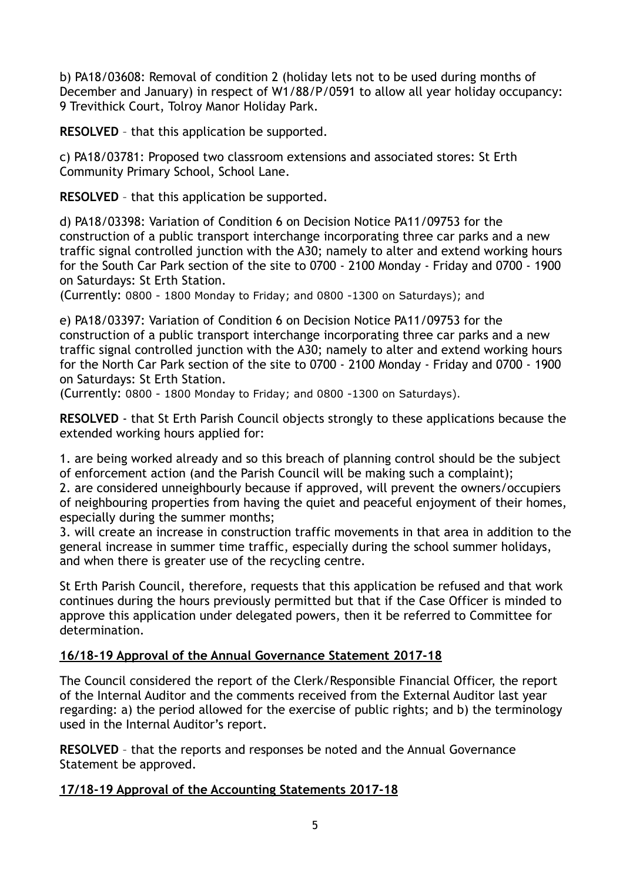b) PA18/03608: Removal of condition 2 (holiday lets not to be used during months of December and January) in respect of W1/88/P/0591 to allow all year holiday occupancy: 9 Trevithick Court, Tolroy Manor Holiday Park.

**RESOLVED** – that this application be supported.

c) PA18/03781: Proposed two classroom extensions and associated stores: St Erth Community Primary School, School Lane.

**RESOLVED** – that this application be supported.

d) PA18/03398: Variation of Condition 6 on Decision Notice PA11/09753 for the construction of a public transport interchange incorporating three car parks and a new traffic signal controlled junction with the A30; namely to alter and extend working hours for the South Car Park section of the site to 0700 - 2100 Monday - Friday and 0700 - 1900 on Saturdays: St Erth Station.
(Currently: 0800 – 1800 Monday to Friday; and 0800 –1300 on Saturdays); and

e) PA18/03397: Variation of Condition 6 on Decision Notice PA11/09753 for the construction of a public transport interchange incorporating three car parks and a new traffic signal controlled junction with the A30; namely to alter and extend working hours for the North Car Park section of the site to 0700 - 2100 Monday - Friday and 0700 - 1900 on Saturdays: St Erth Station.
(Currently: 0800 – 1800 Monday to Friday; and 0800 –1300 on Saturdays).

**RESOLVED** - that St Erth Parish Council objects strongly to these applications because the extended working hours applied for:

1. are being worked already and so this breach of planning control should be the subject of enforcement action (and the Parish Council will be making such a complaint);
2. are considered unneighbourly because if approved, will prevent the owners/occupiers of neighbouring properties from having the quiet and peaceful enjoyment of their homes, especially during the summer months;
3. will create an increase in construction traffic movements in that area in addition to the general increase in summer time traffic, especially during the school summer holidays, and when there is greater use of the recycling centre.

St Erth Parish Council, therefore, requests that this application be refused and that work continues during the hours previously permitted but that if the Case Officer is minded to approve this application under delegated powers, then it be referred to Committee for determination.

## 16/18-19 Approval of the Annual Governance Statement 2017-18

The Council considered the report of the Clerk/Responsible Financial Officer, the report of the Internal Auditor and the comments received from the External Auditor last year regarding: a) the period allowed for the exercise of public rights; and b) the terminology used in the Internal Auditor's report.

**RESOLVED** – that the reports and responses be noted and the Annual Governance Statement be approved.

## 17/18-19 Approval of the Accounting Statements 2017-18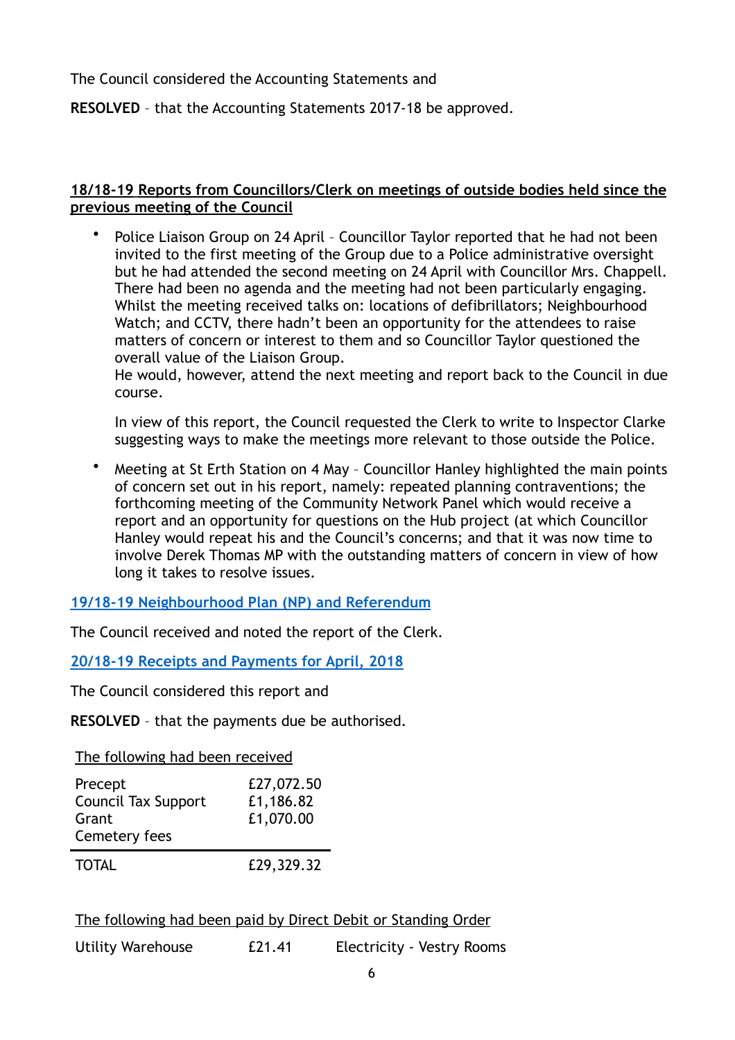The Council considered the Accounting Statements and

**RESOLVED** – that the Accounting Statements 2017-18 be approved.

**18/18-19 Reports from Councillors/Clerk on meetings of outside bodies held since the previous meeting of the Council**

- Police Liaison Group on 24 April – Councillor Taylor reported that he had not been invited to the first meeting of the Group due to a Police administrative oversight but he had attended the second meeting on 24 April with Councillor Mrs. Chappell. There had been no agenda and the meeting had not been particularly engaging. Whilst the meeting received talks on: locations of defibrillators; Neighbourhood Watch; and CCTV, there hadn't been an opportunity for the attendees to raise matters of concern or interest to them and so Councillor Taylor questioned the overall value of the Liaison Group.
  He would, however, attend the next meeting and report back to the Council in due course.

  In view of this report, the Council requested the Clerk to write to Inspector Clarke suggesting ways to make the meetings more relevant to those outside the Police.

- Meeting at St Erth Station on 4 May – Councillor Hanley highlighted the main points of concern set out in his report, namely: repeated planning contraventions; the forthcoming meeting of the Community Network Panel which would receive a report and an opportunity for questions on the Hub project (at which Councillor Hanley would repeat his and the Council's concerns; and that it was now time to involve Derek Thomas MP with the outstanding matters of concern in view of how long it takes to resolve issues.

**19/18-19 Neighbourhood Plan (NP) and Referendum**

The Council received and noted the report of the Clerk.

**20/18-19 Receipts and Payments for April, 2018**

The Council considered this report and

**RESOLVED** – that the payments due be authorised.

The following had been received

| | |
|---|---|
| Precept | £27,072.50 |
| Council Tax Support | £1,186.82 |
| Grant | £1,070.00 |
| Cemetery fees | |
| TOTAL | £29,329.32 |

The following had been paid by Direct Debit or Standing Order

| | | |
|---|---|---|
| Utility Warehouse | £21.41 | Electricity - Vestry Rooms |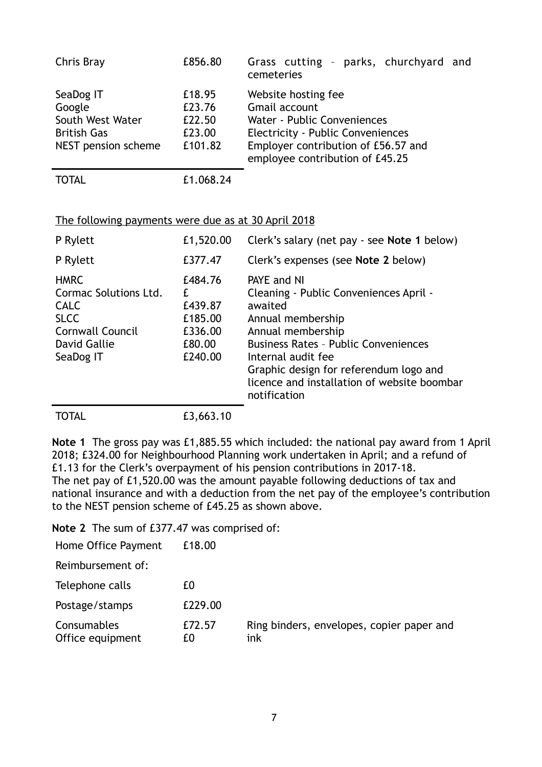| | | |
|---|---|---|
| Chris Bray | £856.80 | Grass cutting – parks, churchyard and cemeteries |
| SeaDog IT | £18.95 | Website hosting fee |
| Google | £23.76 | Gmail account |
| South West Water | £22.50 | Water - Public Conveniences |
| British Gas | £23.00 | Electricity - Public Conveniences |
| NEST pension scheme | £101.82 | Employer contribution of £56.57 and employee contribution of £45.25 |
| TOTAL | £1.068.24 | |

The following payments were due as at 30 April 2018

| | | |
|---|---|---|
| P Rylett | £1,520.00 | Clerk's salary (net pay - see **Note 1** below) |
| P Rylett | £377.47 | Clerk's expenses (see **Note 2** below) |
| HMRC | £484.76 | PAYE and NI |
| Cormac Solutions Ltd. | £ | Cleaning - Public Conveniences April - awaited |
| CALC | £439.87 | Annual membership |
| SLCC | £185.00 | Annual membership |
| Cornwall Council | £336.00 | Business Rates – Public Conveniences |
| David Gallie | £80.00 | Internal audit fee |
| SeaDog IT | £240.00 | Graphic design for referendum logo and licence and installation of website boombar notification |
| TOTAL | £3,663.10 | |

**Note 1** The gross pay was £1,885.55 which included: the national pay award from 1 April 2018; £324.00 for Neighbourhood Planning work undertaken in April; and a refund of £1.13 for the Clerk's overpayment of his pension contributions in 2017-18.
The net pay of £1,520.00 was the amount payable following deductions of tax and national insurance and with a deduction from the net pay of the employee's contribution to the NEST pension scheme of £45.25 as shown above.

**Note 2** The sum of £377.47 was comprised of:

| | | |
|---|---|---|
| Home Office Payment | £18.00 | |
| Reimbursement of: | | |
| Telephone calls | £0 | |
| Postage/stamps | £229.00 | |
| Consumables | £72.57 | Ring binders, envelopes, copier paper and ink |
| Office equipment | £0 | |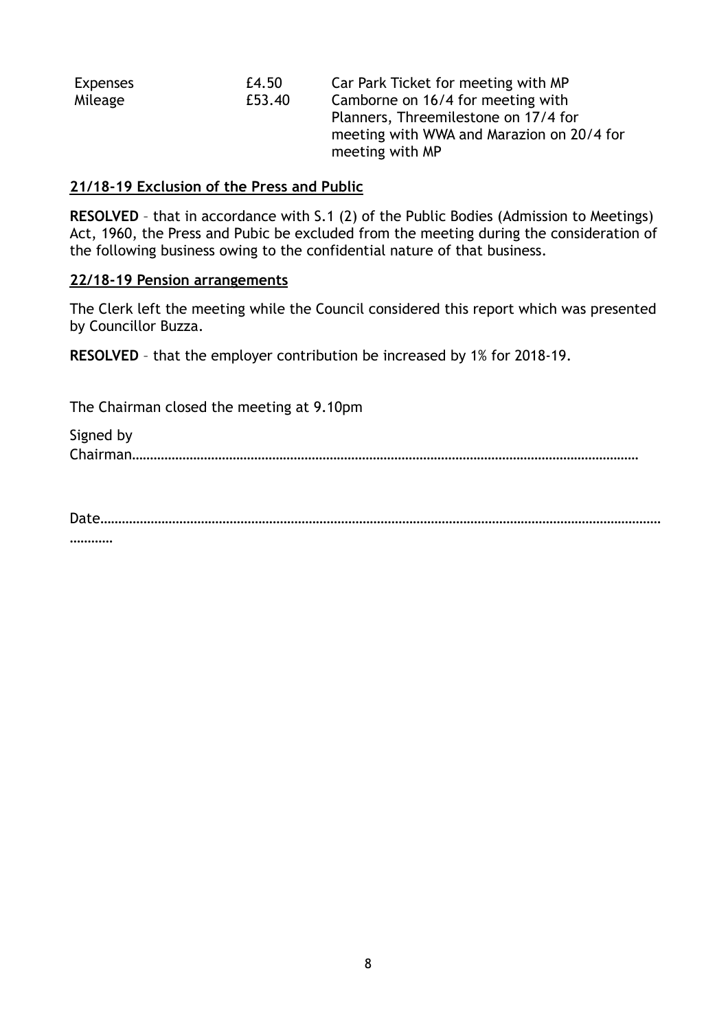| | | |
|---|---|---|
| Expenses | £4.50 | Car Park Ticket for meeting with MP |
| Mileage | £53.40 | Camborne on 16/4 for meeting with Planners, Threemilestone on 17/4 for meeting with WWA and Marazion on 20/4 for meeting with MP |

**21/18-19 Exclusion of the Press and Public**

**RESOLVED** – that in accordance with S.1 (2) of the Public Bodies (Admission to Meetings) Act, 1960, the Press and Pubic be excluded from the meeting during the consideration of the following business owing to the confidential nature of that business.

**22/18-19 Pension arrangements**

The Clerk left the meeting while the Council considered this report which was presented by Councillor Buzza.

**RESOLVED** – that the employer contribution be increased by 1% for 2018-19.

The Chairman closed the meeting at 9.10pm

Signed by Chairman……………………………………………………………………………………………………………………………

Date……………………………………………………………………………………………………………………………………………
…………